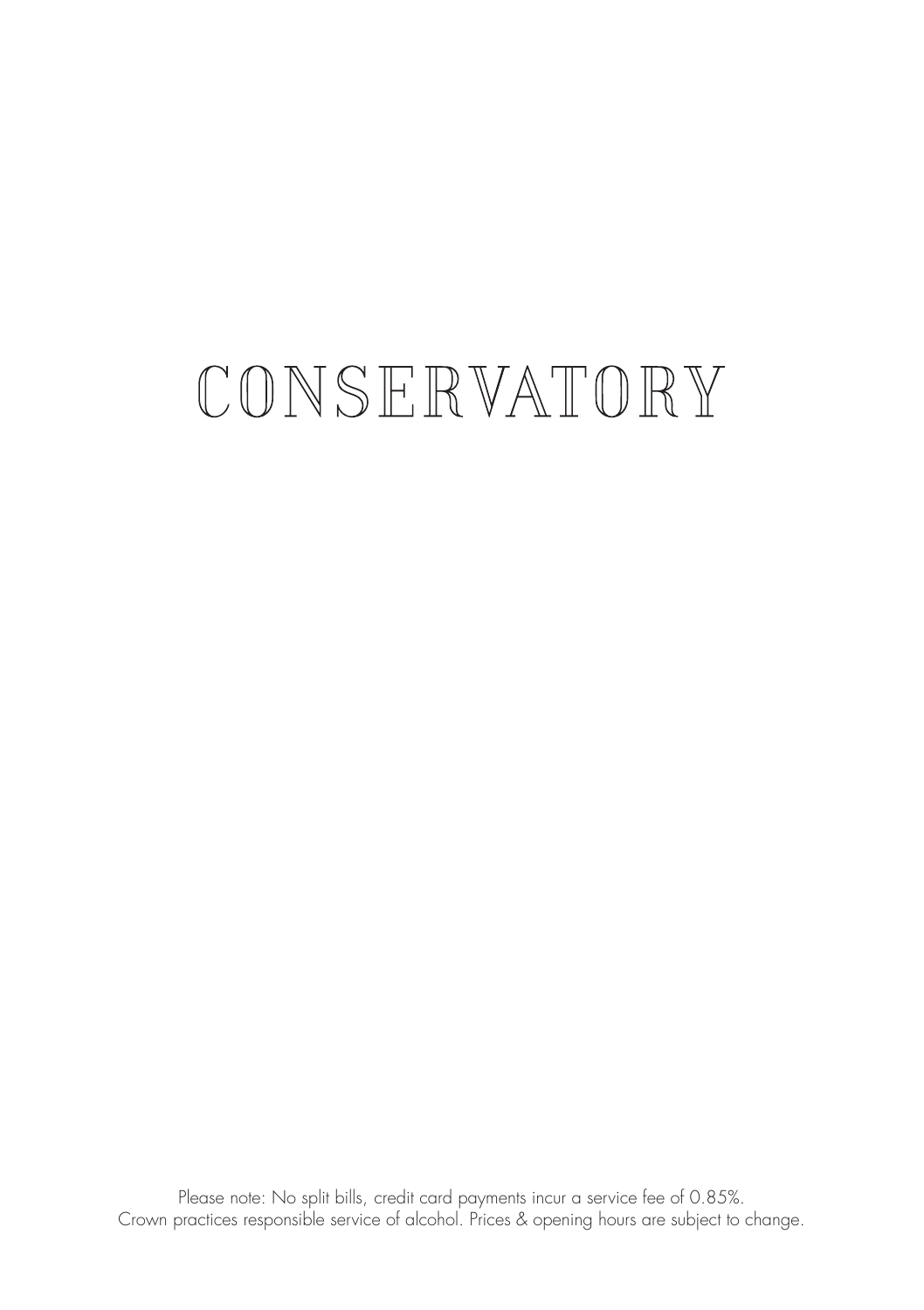# CONSERVATORY

Please note: No split bills, credit card payments incur a service fee of 0.85%.
Crown practices responsible service of alcohol. Prices & opening hours are subject to change.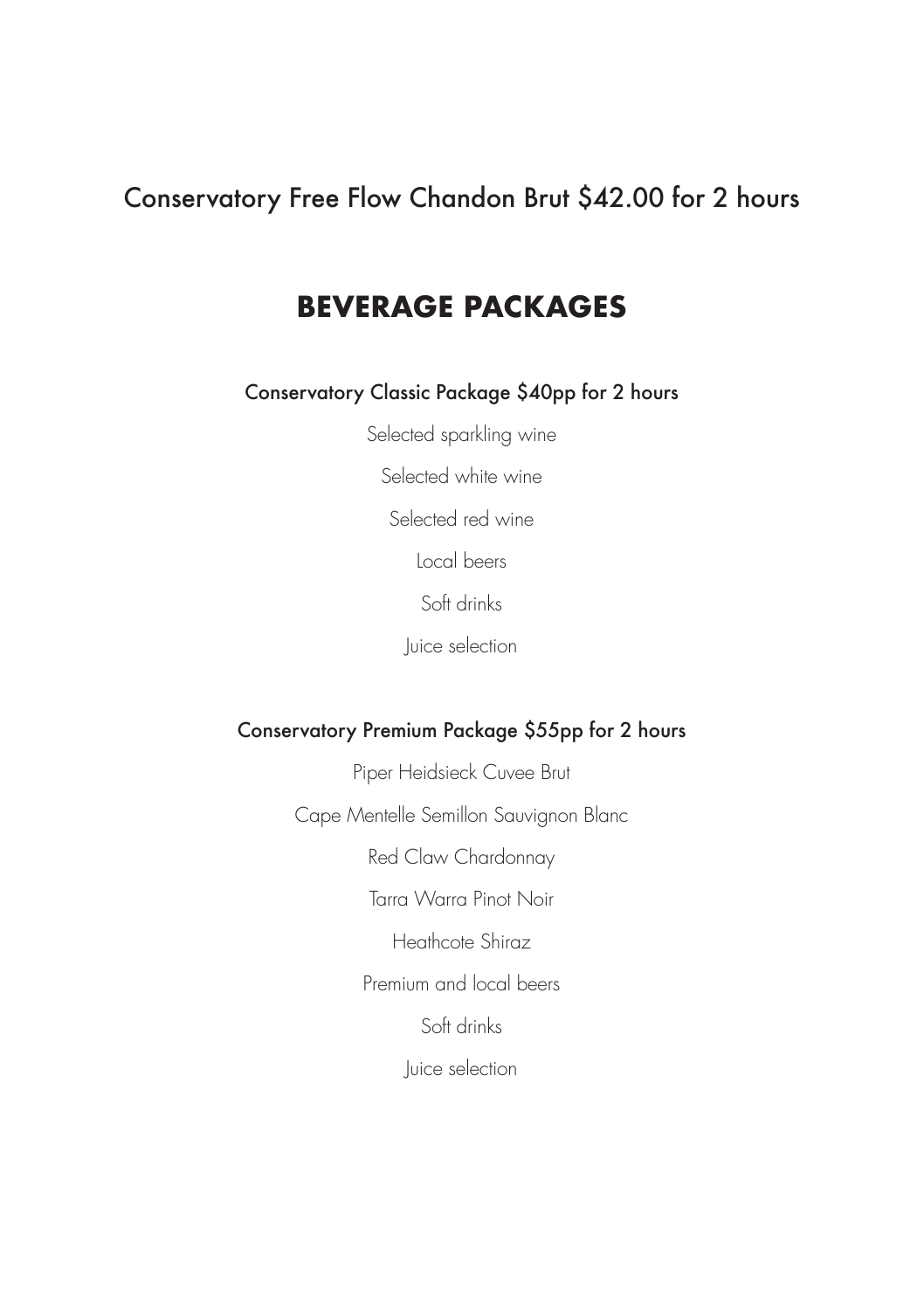Conservatory Free Flow Chandon Brut $42.00 for 2 hours

# BEVERAGE PACKAGES

### Conservatory Classic Package $40pp for 2 hours

Selected sparkling wine

Selected white wine

Selected red wine

Local beers

Soft drinks

Juice selection

### Conservatory Premium Package $55pp for 2 hours

Piper Heidsieck Cuvee Brut

Cape Mentelle Semillon Sauvignon Blanc

Red Claw Chardonnay

Tarra Warra Pinot Noir

Heathcote Shiraz

Premium and local beers

Soft drinks

Juice selection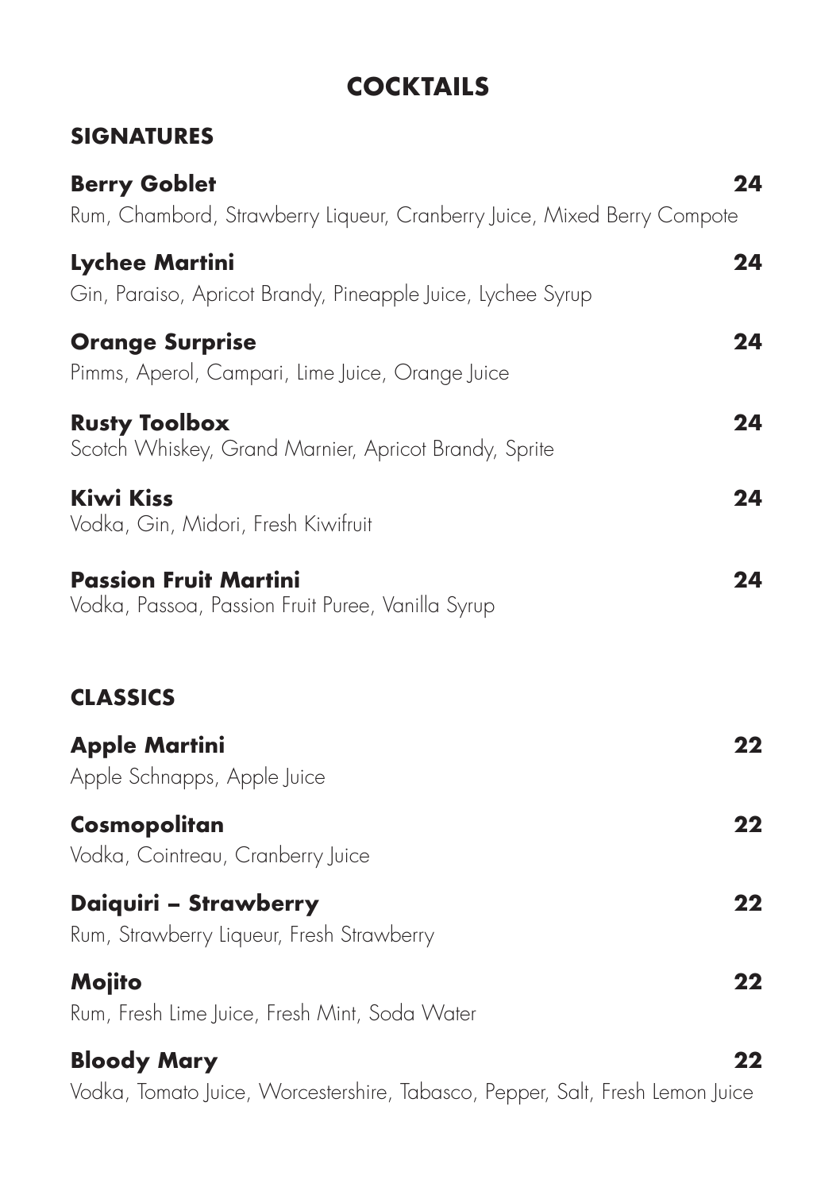# COCKTAILS

## SIGNATURES

**Berry Goblet** **24**
Rum, Chambord, Strawberry Liqueur, Cranberry Juice, Mixed Berry Compote

**Lychee Martini** **24**
Gin, Paraiso, Apricot Brandy, Pineapple Juice, Lychee Syrup

**Orange Surprise** **24**
Pimms, Aperol, Campari, Lime Juice, Orange Juice

**Rusty Toolbox** **24**
Scotch Whiskey, Grand Marnier, Apricot Brandy, Sprite

**Kiwi Kiss** **24**
Vodka, Gin, Midori, Fresh Kiwifruit

**Passion Fruit Martini** **24**
Vodka, Passoa, Passion Fruit Puree, Vanilla Syrup

## CLASSICS

**Apple Martini** **22**
Apple Schnapps, Apple Juice

**Cosmopolitan** **22**
Vodka, Cointreau, Cranberry Juice

**Daiquiri – Strawberry** **22**
Rum, Strawberry Liqueur, Fresh Strawberry

**Mojito** **22**
Rum, Fresh Lime Juice, Fresh Mint, Soda Water

**Bloody Mary** **22**
Vodka, Tomato Juice, Worcestershire, Tabasco, Pepper, Salt, Fresh Lemon Juice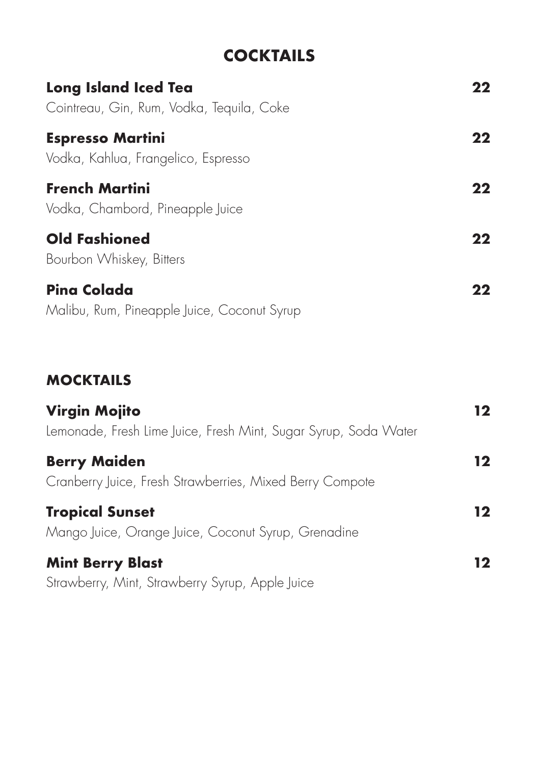# COCKTAILS

**Long Island Iced Tea** **22**
Cointreau, Gin, Rum, Vodka, Tequila, Coke

**Espresso Martini** **22**
Vodka, Kahlua, Frangelico, Espresso

**French Martini** **22**
Vodka, Chambord, Pineapple Juice

**Old Fashioned** **22**
Bourbon Whiskey, Bitters

**Pina Colada** **22**
Malibu, Rum, Pineapple Juice, Coconut Syrup

## MOCKTAILS

**Virgin Mojito** **12**
Lemonade, Fresh Lime Juice, Fresh Mint, Sugar Syrup, Soda Water

**Berry Maiden** **12**
Cranberry Juice, Fresh Strawberries, Mixed Berry Compote

**Tropical Sunset** **12**
Mango Juice, Orange Juice, Coconut Syrup, Grenadine

**Mint Berry Blast** **12**
Strawberry, Mint, Strawberry Syrup, Apple Juice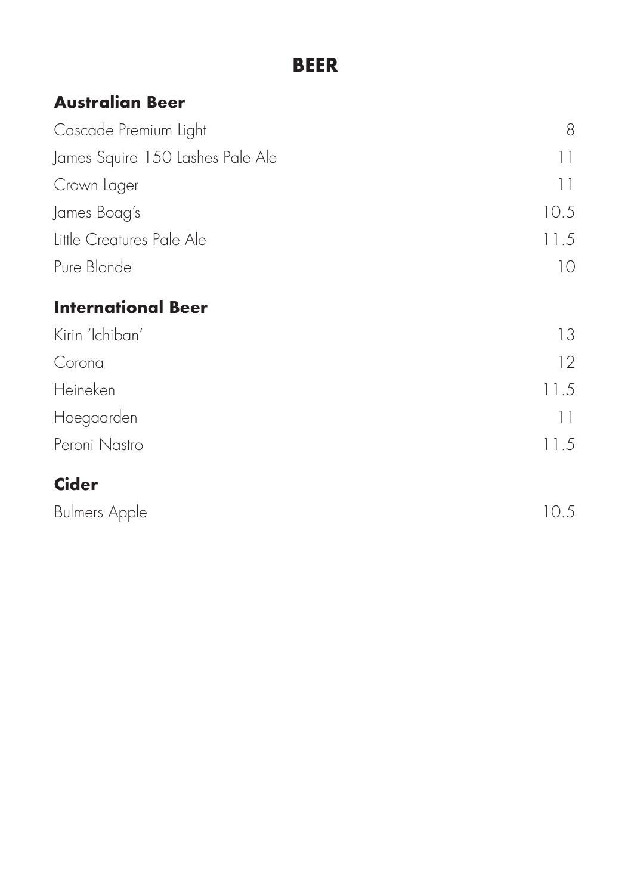# BEER

## Australian Beer

| | |
|---|---|
| Cascade Premium Light | 8 |
| James Squire 150 Lashes Pale Ale | 11 |
| Crown Lager | 11 |
| James Boag's | 10.5 |
| Little Creatures Pale Ale | 11.5 |
| Pure Blonde | 10 |

## International Beer

| | |
|---|---|
| Kirin 'Ichiban' | 13 |
| Corona | 12 |
| Heineken | 11.5 |
| Hoegaarden | 11 |
| Peroni Nastro | 11.5 |

## Cider

| | |
|---|---|
| Bulmers Apple | 10.5 |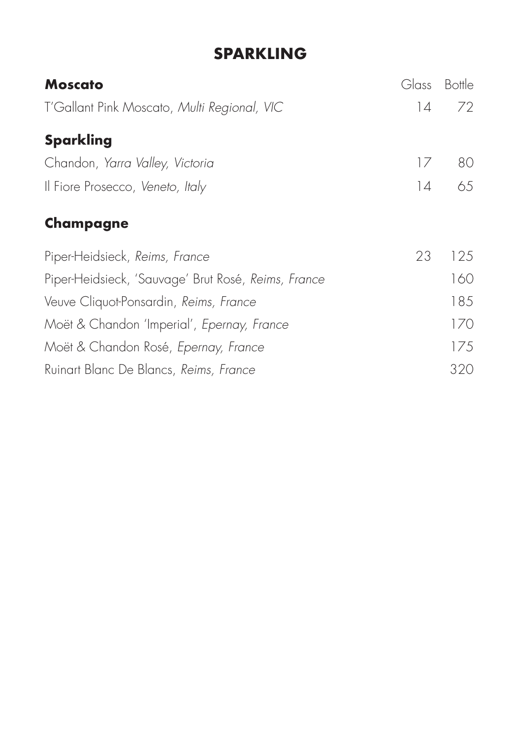# SPARKLING

| **Moscato** | Glass | Bottle |
|---|---|---|
| T'Gallant Pink Moscato, *Multi Regional, VIC* | 14 | 72 |
| **Sparkling** | | |
| Chandon, *Yarra Valley, Victoria* | 17 | 80 |
| Il Fiore Prosecco, *Veneto, Italy* | 14 | 65 |
| **Champagne** | | |
| Piper-Heidsieck, *Reims, France* | 23 | 125 |
| Piper-Heidsieck, 'Sauvage' Brut Rosé, *Reims, France* | | 160 |
| Veuve Cliquot-Ponsardin, *Reims, France* | | 185 |
| Moët & Chandon 'Imperial', *Epernay, France* | | 170 |
| Moët & Chandon Rosé, *Epernay, France* | | 175 |
| Ruinart Blanc De Blancs, *Reims, France* | | 320 |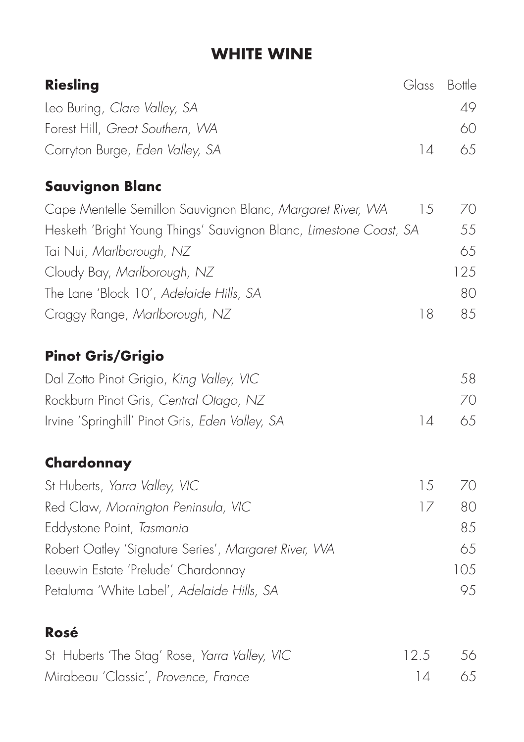# WHITE WINE

## Riesling

| Riesling | Glass | Bottle |
|---|---|---|
| Leo Buring, *Clare Valley, SA* | | 49 |
| Forest Hill, *Great Southern, WA* | | 60 |
| Corryton Burge, *Eden Valley, SA* | 14 | 65 |

## Sauvignon Blanc

| Sauvignon Blanc | Glass | Bottle |
|---|---|---|
| Cape Mentelle Semillon Sauvignon Blanc, *Margaret River, WA* | 15 | 70 |
| Hesketh 'Bright Young Things' Sauvignon Blanc, *Limestone Coast, SA* | | 55 |
| Tai Nui, *Marlborough, NZ* | | 65 |
| Cloudy Bay, *Marlborough, NZ* | | 125 |
| The Lane 'Block 10', *Adelaide Hills, SA* | | 80 |
| Craggy Range, *Marlborough, NZ* | 18 | 85 |

## Pinot Gris/Grigio

| Pinot Gris/Grigio | Glass | Bottle |
|---|---|---|
| Dal Zotto Pinot Grigio, *King Valley, VIC* | | 58 |
| Rockburn Pinot Gris, *Central Otago, NZ* | | 70 |
| Irvine 'Springhill' Pinot Gris, *Eden Valley, SA* | 14 | 65 |

## Chardonnay

| Chardonnay | Glass | Bottle |
|---|---|---|
| St Huberts, *Yarra Valley, VIC* | 15 | 70 |
| Red Claw, *Mornington Peninsula, VIC* | 17 | 80 |
| Eddystone Point, *Tasmania* | | 85 |
| Robert Oatley 'Signature Series', *Margaret River, WA* | | 65 |
| Leeuwin Estate 'Prelude' Chardonnay | | 105 |
| Petaluma 'White Label', *Adelaide Hills, SA* | | 95 |

## Rosé

| Rosé | Glass | Bottle |
|---|---|---|
| St Huberts 'The Stag' Rose, *Yarra Valley, VIC* | 12.5 | 56 |
| Mirabeau 'Classic', *Provence, France* | 14 | 65 |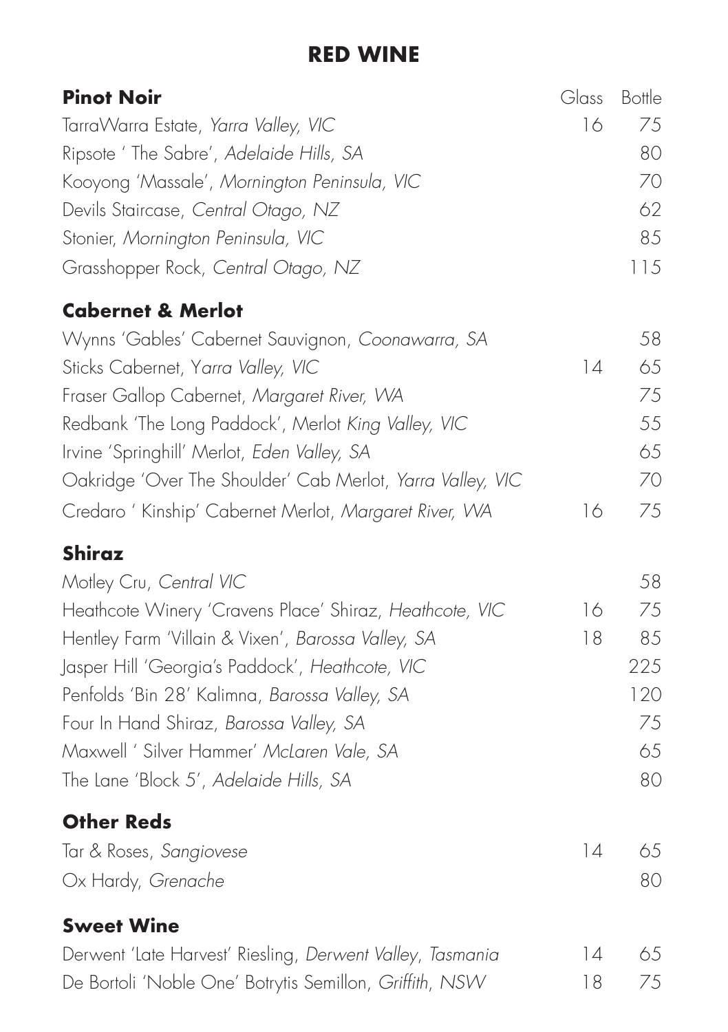# RED WINE

| **Pinot Noir** | Glass | Bottle |
|---|---|---|
| TarraWarra Estate, *Yarra Valley, VIC* | 16 | 75 |
| Ripsote ' The Sabre', *Adelaide Hills, SA* | | 80 |
| Kooyong 'Massale', *Mornington Peninsula, VIC* | | 70 |
| Devils Staircase, *Central Otago, NZ* | | 62 |
| Stonier, *Mornington Peninsula, VIC* | | 85 |
| Grasshopper Rock, *Central Otago, NZ* | | 115 |

| **Cabernet & Merlot** | Glass | Bottle |
|---|---|---|
| Wynns 'Gables' Cabernet Sauvignon, *Coonawarra, SA* | | 58 |
| Sticks Cabernet, *Yarra Valley, VIC* | 14 | 65 |
| Fraser Gallop Cabernet, *Margaret River, WA* | | 75 |
| Redbank 'The Long Paddock', Merlot *King Valley, VIC* | | 55 |
| Irvine 'Springhill' Merlot, *Eden Valley, SA* | | 65 |
| Oakridge 'Over The Shoulder' Cab Merlot, *Yarra Valley, VIC* | | 70 |
| Credaro ' Kinship' Cabernet Merlot, *Margaret River, WA* | 16 | 75 |

| **Shiraz** | Glass | Bottle |
|---|---|---|
| Motley Cru, *Central VIC* | | 58 |
| Heathcote Winery 'Cravens Place' Shiraz, *Heathcote, VIC* | 16 | 75 |
| Hentley Farm 'Villain & Vixen', *Barossa Valley, SA* | 18 | 85 |
| Jasper Hill 'Georgia's Paddock', *Heathcote, VIC* | | 225 |
| Penfolds 'Bin 28' Kalimna, *Barossa Valley, SA* | | 120 |
| Four In Hand Shiraz, *Barossa Valley, SA* | | 75 |
| Maxwell ' Silver Hammer' *McLaren Vale, SA* | | 65 |
| The Lane 'Block 5', *Adelaide Hills, SA* | | 80 |

| **Other Reds** | Glass | Bottle |
|---|---|---|
| Tar & Roses, *Sangiovese* | 14 | 65 |
| Ox Hardy, *Grenache* | | 80 |

| **Sweet Wine** | Glass | Bottle |
|---|---|---|
| Derwent 'Late Harvest' Riesling, *Derwent Valley, Tasmania* | 14 | 65 |
| De Bortoli 'Noble One' Botrytis Semillon, *Griffith, NSW* | 18 | 75 |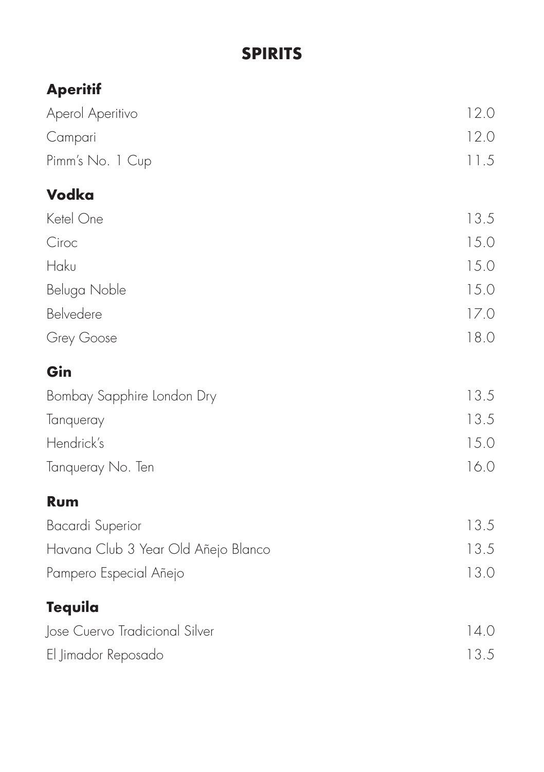# SPIRITS

## Aperitif

| | |
|---|---|
| Aperol Aperitivo | 12.0 |
| Campari | 12.0 |
| Pimm's No. 1 Cup | 11.5 |

## Vodka

| | |
|---|---|
| Ketel One | 13.5 |
| Ciroc | 15.0 |
| Haku | 15.0 |
| Beluga Noble | 15.0 |
| Belvedere | 17.0 |
| Grey Goose | 18.0 |

## Gin

| | |
|---|---|
| Bombay Sapphire London Dry | 13.5 |
| Tanqueray | 13.5 |
| Hendrick's | 15.0 |
| Tanqueray No. Ten | 16.0 |

## Rum

| | |
|---|---|
| Bacardi Superior | 13.5 |
| Havana Club 3 Year Old Añejo Blanco | 13.5 |
| Pampero Especial Añejo | 13.0 |

## Tequila

| | |
|---|---|
| Jose Cuervo Tradicional Silver | 14.0 |
| El Jimador Reposado | 13.5 |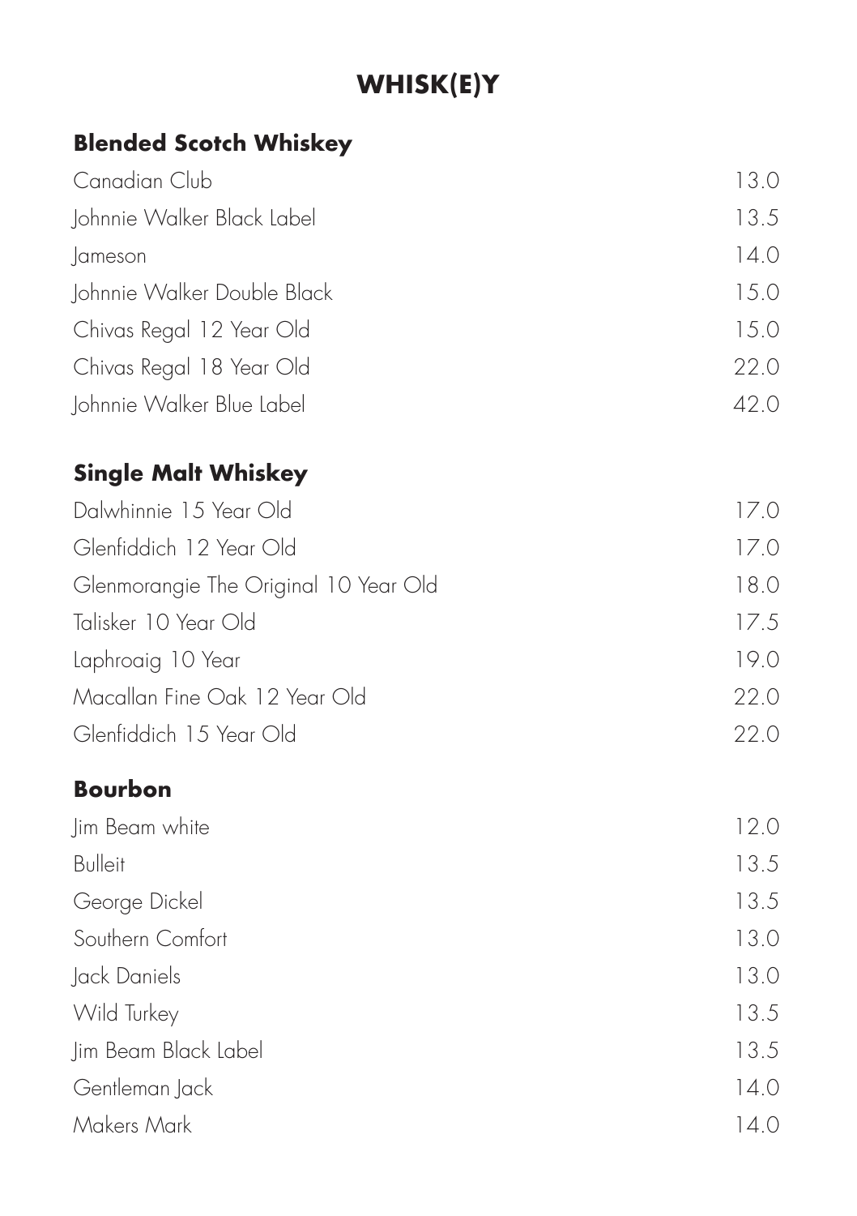# WHISK(E)Y

## Blended Scotch Whiskey

| | |
|---|---|
| Canadian Club | 13.0 |
| Johnnie Walker Black Label | 13.5 |
| Jameson | 14.0 |
| Johnnie Walker Double Black | 15.0 |
| Chivas Regal 12 Year Old | 15.0 |
| Chivas Regal 18 Year Old | 22.0 |
| Johnnie Walker Blue Label | 42.0 |

## Single Malt Whiskey

| | |
|---|---|
| Dalwhinnie 15 Year Old | 17.0 |
| Glenfiddich 12 Year Old | 17.0 |
| Glenmorangie The Original 10 Year Old | 18.0 |
| Talisker 10 Year Old | 17.5 |
| Laphroaig 10 Year | 19.0 |
| Macallan Fine Oak 12 Year Old | 22.0 |
| Glenfiddich 15 Year Old | 22.0 |

## Bourbon

| | |
|---|---|
| Jim Beam white | 12.0 |
| Bulleit | 13.5 |
| George Dickel | 13.5 |
| Southern Comfort | 13.0 |
| Jack Daniels | 13.0 |
| Wild Turkey | 13.5 |
| Jim Beam Black Label | 13.5 |
| Gentleman Jack | 14.0 |
| Makers Mark | 14.0 |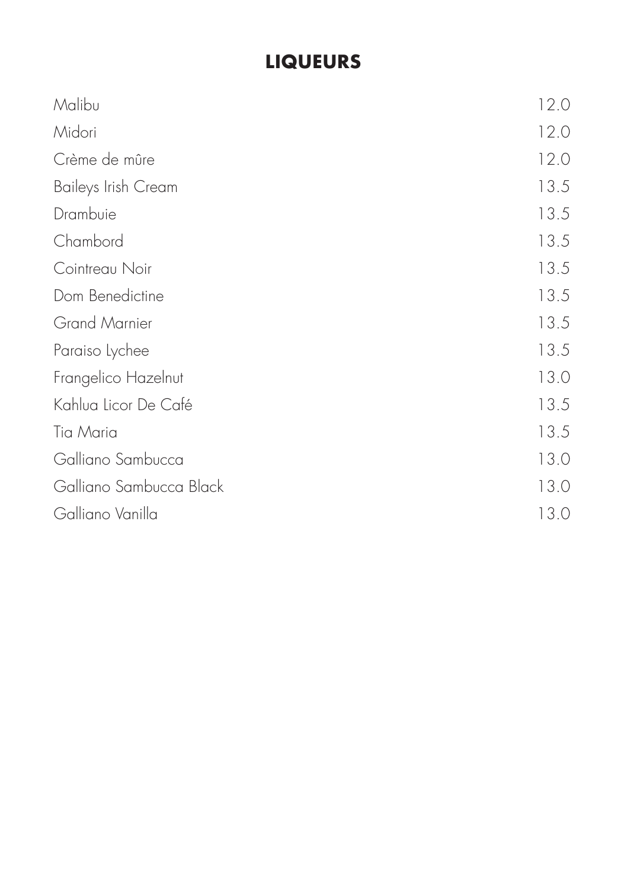# LIQUEURS

| | |
|---|---|
| Malibu | 12.0 |
| Midori | 12.0 |
| Crème de mûre | 12.0 |
| Baileys Irish Cream | 13.5 |
| Drambuie | 13.5 |
| Chambord | 13.5 |
| Cointreau Noir | 13.5 |
| Dom Benedictine | 13.5 |
| Grand Marnier | 13.5 |
| Paraiso Lychee | 13.5 |
| Frangelico Hazelnut | 13.0 |
| Kahlua Licor De Café | 13.5 |
| Tia Maria | 13.5 |
| Galliano Sambucca | 13.0 |
| Galliano Sambucca Black | 13.0 |
| Galliano Vanilla | 13.0 |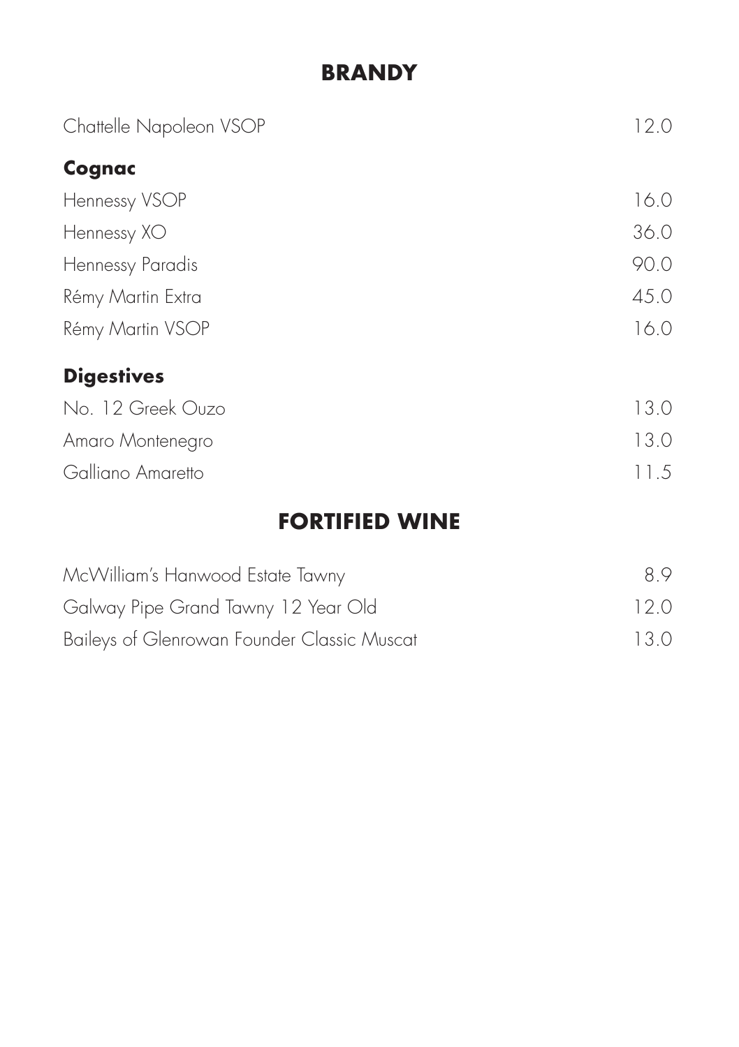# BRANDY

| | |
|---|---|
| Chattelle Napoleon VSOP | 12.0 |

### Cognac

| | |
|---|---|
| Hennessy VSOP | 16.0 |
| Hennessy XO | 36.0 |
| Hennessy Paradis | 90.0 |
| Rémy Martin Extra | 45.0 |
| Rémy Martin VSOP | 16.0 |

### Digestives

| | |
|---|---|
| No. 12 Greek Ouzo | 13.0 |
| Amaro Montenegro | 13.0 |
| Galliano Amaretto | 11.5 |

# FORTIFIED WINE

| | |
|---|---|
| McWilliam's Hanwood Estate Tawny | 8.9 |
| Galway Pipe Grand Tawny 12 Year Old | 12.0 |
| Baileys of Glenrowan Founder Classic Muscat | 13.0 |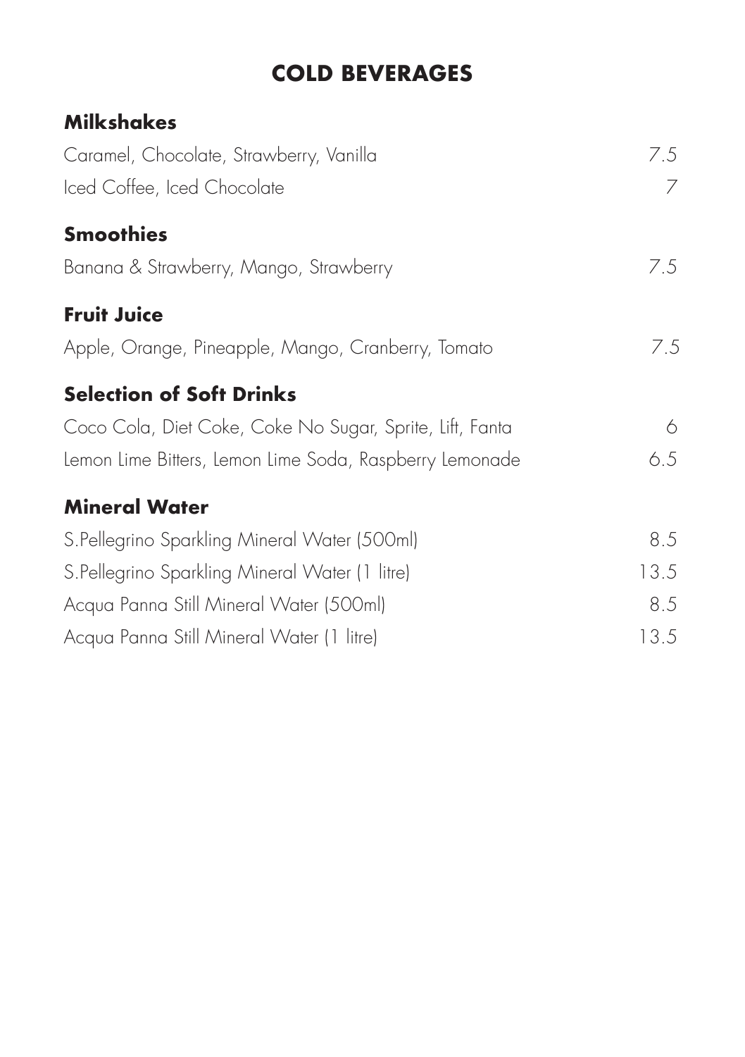# COLD BEVERAGES

## Milkshakes

| | |
|---|---|
| Caramel, Chocolate, Strawberry, Vanilla | 7.5 |
| Iced Coffee, Iced Chocolate | 7 |

## Smoothies

| | |
|---|---|
| Banana & Strawberry, Mango, Strawberry | 7.5 |

## Fruit Juice

| | |
|---|---|
| Apple, Orange, Pineapple, Mango, Cranberry, Tomato | 7.5 |

## Selection of Soft Drinks

| | |
|---|---|
| Coco Cola, Diet Coke, Coke No Sugar, Sprite, Lift, Fanta | 6 |
| Lemon Lime Bitters, Lemon Lime Soda, Raspberry Lemonade | 6.5 |

## Mineral Water

| | |
|---|---|
| S.Pellegrino Sparkling Mineral Water (500ml) | 8.5 |
| S.Pellegrino Sparkling Mineral Water (1 litre) | 13.5 |
| Acqua Panna Still Mineral Water (500ml) | 8.5 |
| Acqua Panna Still Mineral Water (1 litre) | 13.5 |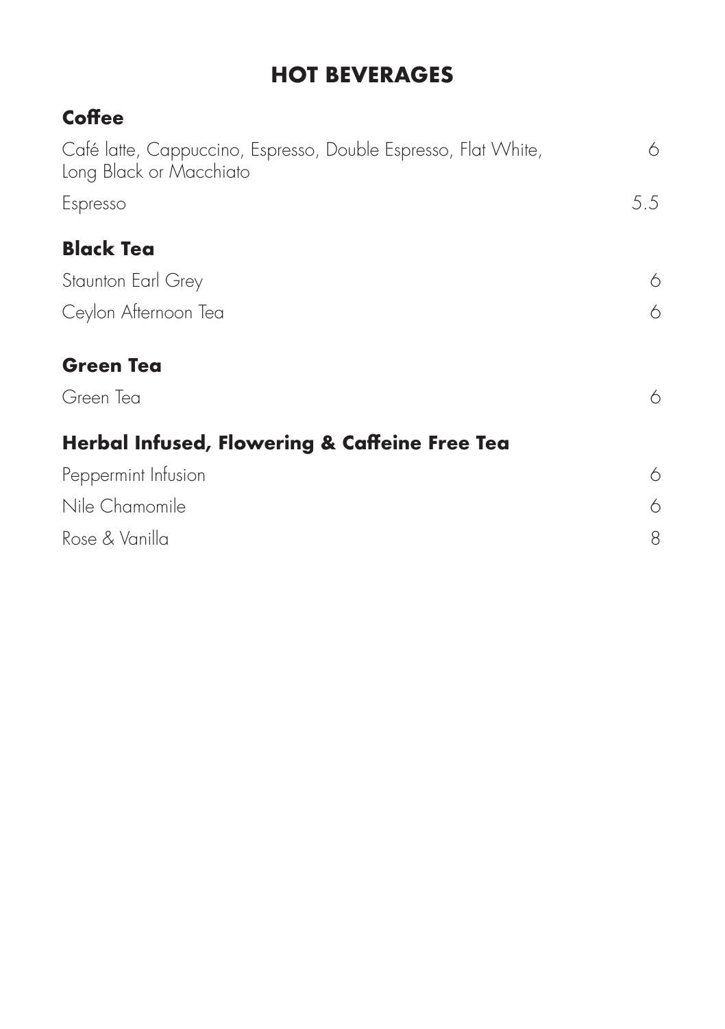# HOT BEVERAGES

## Coffee

| | |
|---|---|
| Café latte, Cappuccino, Espresso, Double Espresso, Flat White, Long Black or Macchiato | 6 |
| Espresso | 5.5 |

## Black Tea

| | |
|---|---|
| Staunton Earl Grey | 6 |
| Ceylon Afternoon Tea | 6 |

## Green Tea

| | |
|---|---|
| Green Tea | 6 |

## Herbal Infused, Flowering & Caffeine Free Tea

| | |
|---|---|
| Peppermint Infusion | 6 |
| Nile Chamomile | 6 |
| Rose & Vanilla | 8 |